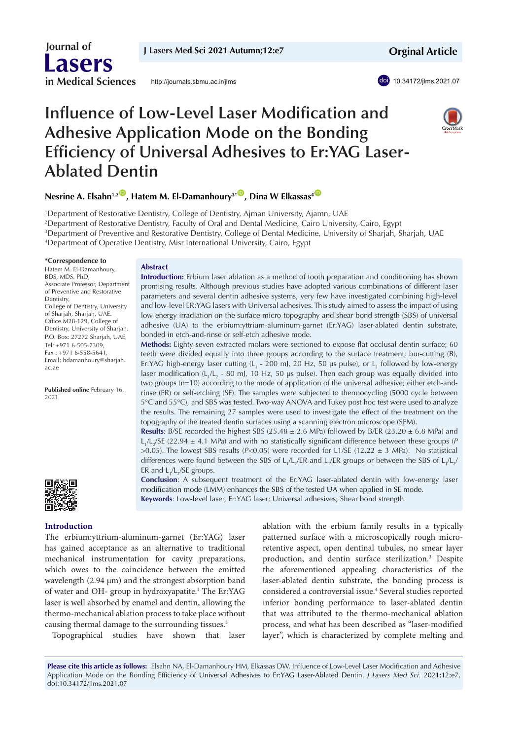Orginal Article

# Influence of Low-Level Laser Modification and Adhesive Application Mode on the Bonding Efficiency of Universal Adhesives to Er:YAG Laser-Ablated Dentin

**Nesrine A. Elsahn[1,2], Hatem M. El-Damanhoury[3*], Dina W Elkassas[4]**

[1]Department of Restorative Dentistry, College of Dentistry, Ajman University, Ajamn, UAE
[2]Department of Restorative Dentistry, Faculty of Oral and Dental Medicine, Cairo University, Cairo, Egypt
[3]Department of Preventive and Restorative Dentistry, College of Dental Medicine, University of Sharjah, Sharjah, UAE
[4]Department of Operative Dentistry, Misr International University, Cairo, Egypt

**\*Correspondence to**
Hatem M. El-Damanhoury, BDS, MDS, PhD;
Associate Professor, Department of Preventive and Restorative Dentistry,
College of Dentistry, University of Sharjah, Sharjah, UAE.
Office M28-129, College of Dentistry, University of Sharjah.
P.O. Box: 27272 Sharjah, UAE,
Tel: +971 6-505-7309,
Fax : +971 6-558-5641,
Email: hdamanhoury@sharjah.ac.ae

**Published online** February 16, 2021

## Abstract

**Introduction:** Erbium laser ablation as a method of tooth preparation and conditioning has shown promising results. Although previous studies have adopted various combinations of different laser parameters and several dentin adhesive systems, very few have investigated combining high-level and low-level ER:YAG lasers with Universal adhesives. This study aimed to assess the impact of using low-energy irradiation on the surface micro-topography and shear bond strength (SBS) of universal adhesive (UA) to the erbium:yttrium-aluminum-garnet (Er:YAG) laser-ablated dentin substrate, bonded in etch-and-rinse or self-etch adhesive mode.

**Methods:** Eighty-seven extracted molars were sectioned to expose flat occlusal dentin surface; 60 teeth were divided equally into three groups according to the surface treatment; bur-cutting (B), Er:YAG high-energy laser cutting ($L_1$ - 200 mJ, 20 Hz, 50 µs pulse), or $L_1$ followed by low-energy laser modification ($L_1/L_2$ - 80 mJ, 10 Hz, 50 µs pulse). Then each group was equally divided into two groups (n=10) according to the mode of application of the universal adhesive; either etch-and-rinse (ER) or self-etching (SE). The samples were subjected to thermocycling (5000 cycle between 5°C and 55°C), and SBS was tested. Two-way ANOVA and Tukey post hoc test were used to analyze the results. The remaining 27 samples were used to investigate the effect of the treatment on the topography of the treated dentin surfaces using a scanning electron microscope (SEM).

**Results:** B/SE recorded the highest SBS (25.48 ± 2.6 MPa) followed by B/ER (23.20 ± 6.0 MPa) and $L_1/L_2$/SE (22.94 ± 4.1 MPa) and with no statistically significant difference between these groups ($P$ >0.05). The lowest SBS results ($P$<0.05) were recorded for L1/SE (12.22 ± 3 MPa). No statistical differences were found between the SBS of $L_1/L_2$/ER and $L_1$/ER groups or between the SBS of $L_1/L_2$/ER and $L_1/L_2$/SE groups.

**Conclusion**: A subsequent treatment of the Er:YAG laser-ablated dentin with low-energy laser modification mode (LMM) enhances the SBS of the tested UA when applied in SE mode.

**Keywords**: Low-level laser, Er:YAG laser; Universal adhesives; Shear bond strength.

## Introduction

The erbium:yttrium-aluminum-garnet (Er:YAG) laser has gained acceptance as an alternative to traditional mechanical instrumentation for cavity preparations, which owes to the coincidence between the emitted wavelength (2.94 µm) and the strongest absorption band of water and OH- group in hydroxyapatite.[1] The Er:YAG laser is well absorbed by enamel and dentin, allowing the thermo-mechanical ablation process to take place without causing thermal damage to the surrounding tissues.[2]

Topographical studies have shown that laser ablation with the erbium family results in a typically patterned surface with a microscopically rough micro-retentive aspect, open dentinal tubules, no smear layer production, and dentin surface sterilization.[3] Despite the aforementioned appealing characteristics of the laser-ablated dentin substrate, the bonding process is considered a controversial issue.[4] Several studies reported inferior bonding performance to laser-ablated dentin that was attributed to the thermo-mechanical ablation process, and what has been described as "laser-modified layer", which is characterized by complete melting and

**Please cite this article as follows:** Elsahn NA, El-Damanhoury HM, Elkassas DW. Influence of Low-Level Laser Modification and Adhesive Application Mode on the Bonding Efficiency of Universal Adhesives to Er:YAG Laser-Ablated Dentin. *J Lasers Med Sci.* 2021;12:e7. doi:10.34172/jlms.2021.07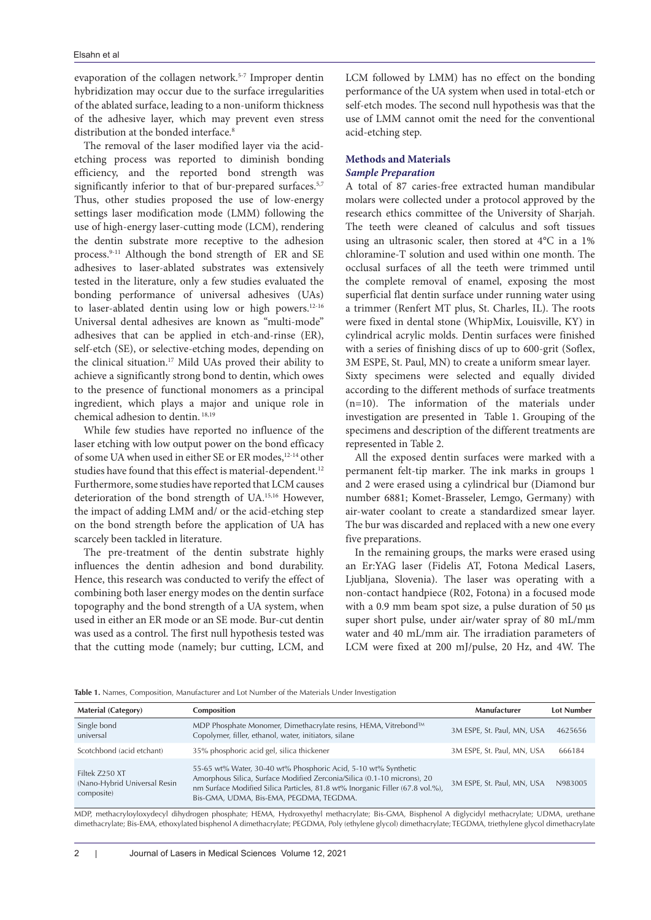evaporation of the collagen network.[5-7] Improper dentin hybridization may occur due to the surface irregularities of the ablated surface, leading to a non-uniform thickness of the adhesive layer, which may prevent even stress distribution at the bonded interface.[8]

The removal of the laser modified layer via the acid-etching process was reported to diminish bonding efficiency, and the reported bond strength was significantly inferior to that of bur-prepared surfaces.[5,7] Thus, other studies proposed the use of low-energy settings laser modification mode (LMM) following the use of high-energy laser-cutting mode (LCM), rendering the dentin substrate more receptive to the adhesion process.[9-11] Although the bond strength of ER and SE adhesives to laser-ablated substrates was extensively tested in the literature, only a few studies evaluated the bonding performance of universal adhesives (UAs) to laser-ablated dentin using low or high powers.[12-16] Universal dental adhesives are known as "multi-mode" adhesives that can be applied in etch-and-rinse (ER), self-etch (SE), or selective-etching modes, depending on the clinical situation.[17] Mild UAs proved their ability to achieve a significantly strong bond to dentin, which owes to the presence of functional monomers as a principal ingredient, which plays a major and unique role in chemical adhesion to dentin.[18,19]

While few studies have reported no influence of the laser etching with low output power on the bond efficacy of some UA when used in either SE or ER modes,[12-14] other studies have found that this effect is material-dependent.[12] Furthermore, some studies have reported that LCM causes deterioration of the bond strength of UA.[15,16] However, the impact of adding LMM and/ or the acid-etching step on the bond strength before the application of UA has scarcely been tackled in literature.

The pre-treatment of the dentin substrate highly influences the dentin adhesion and bond durability. Hence, this research was conducted to verify the effect of combining both laser energy modes on the dentin surface topography and the bond strength of a UA system, when used in either an ER mode or an SE mode. Bur-cut dentin was used as a control. The first null hypothesis tested was that the cutting mode (namely; bur cutting, LCM, and LCM followed by LMM) has no effect on the bonding performance of the UA system when used in total-etch or self-etch modes. The second null hypothesis was that the use of LMM cannot omit the need for the conventional acid-etching step.

## Methods and Materials

### *Sample Preparation*

A total of 87 caries-free extracted human mandibular molars were collected under a protocol approved by the research ethics committee of the University of Sharjah. The teeth were cleaned of calculus and soft tissues using an ultrasonic scaler, then stored at 4°C in a 1% chloramine-T solution and used within one month. The occlusal surfaces of all the teeth were trimmed until the complete removal of enamel, exposing the most superficial flat dentin surface under running water using a trimmer (Renfert MT plus, St. Charles, IL). The roots were fixed in dental stone (WhipMix, Louisville, KY) in cylindrical acrylic molds. Dentin surfaces were finished with a series of finishing discs of up to 600-grit (Soflex, 3M ESPE, St. Paul, MN) to create a uniform smear layer. Sixty specimens were selected and equally divided according to the different methods of surface treatments (n=10). The information of the materials under investigation are presented in Table 1. Grouping of the specimens and description of the different treatments are represented in Table 2.

All the exposed dentin surfaces were marked with a permanent felt-tip marker. The ink marks in groups 1 and 2 were erased using a cylindrical bur (Diamond bur number 6881; Komet-Brasseler, Lemgo, Germany) with air-water coolant to create a standardized smear layer. The bur was discarded and replaced with a new one every five preparations.

In the remaining groups, the marks were erased using an Er:YAG laser (Fidelis AT, Fotona Medical Lasers, Ljubljana, Slovenia). The laser was operating with a non-contact handpiece (R02, Fotona) in a focused mode with a 0.9 mm beam spot size, a pulse duration of 50 µs super short pulse, under air/water spray of 80 mL/mm water and 40 mL/mm air. The irradiation parameters of LCM were fixed at 200 mJ/pulse, 20 Hz, and 4W. The

**Table 1.** Names, Composition, Manufacturer and Lot Number of the Materials Under Investigation

| Material (Category) | Composition | Manufacturer | Lot Number |
|---|---|---|---|
| Single bond universal | MDP Phosphate Monomer, Dimethacrylate resins, HEMA, Vitrebond™ Copolymer, filler, ethanol, water, initiators, silane | 3M ESPE, St. Paul, MN, USA | 4625656 |
| Scotchbond (acid etchant) | 35% phosphoric acid gel, silica thickener | 3M ESPE, St. Paul, MN, USA | 666184 |
| Filtek Z250 XT (Nano-Hybrid Universal Resin composite) | 55-65 wt% Water, 30-40 wt% Phosphoric Acid, 5-10 wt% Synthetic Amorphous Silica, Surface Modified Zerconia/Silica (0.1-10 microns), 20 nm Surface Modified Silica Particles, 81.8 wt% Inorganic Filler (67.8 vol.%), Bis-GMA, UDMA, Bis-EMA, PEGDMA, TEGDMA. | 3M ESPE, St. Paul, MN, USA | N983005 |

MDP, methacryloyloxydecyl dihydrogen phosphate; HEMA, Hydroxyethyl methacrylate; Bis-GMA, Bisphenol A diglycidyl methacrylate; UDMA, urethane dimethacrylate; Bis-EMA, ethoxylated bisphenol A dimethacrylate; PEGDMA, Poly (ethylene glycol) dimethacrylate; TEGDMA, triethylene glycol dimethacrylate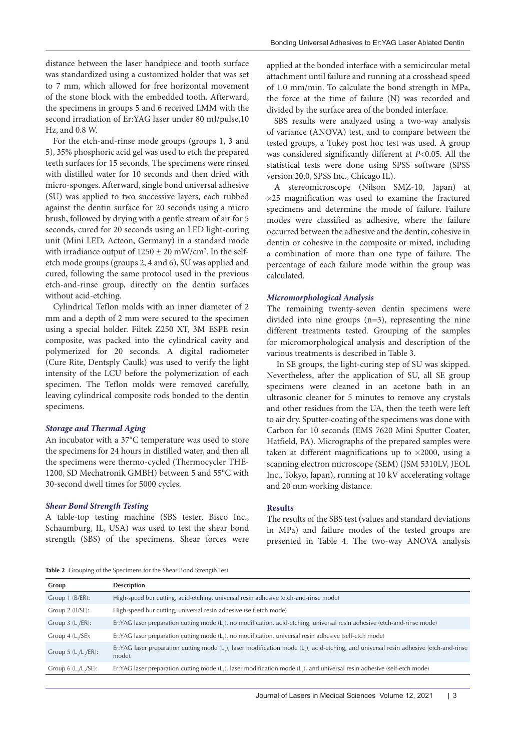distance between the laser handpiece and tooth surface was standardized using a customized holder that was set to 7 mm, which allowed for free horizontal movement of the stone block with the embedded tooth. Afterward, the specimens in groups 5 and 6 received LMM with the second irradiation of Er:YAG laser under 80 mJ/pulse,10 Hz, and 0.8 W.

For the etch-and-rinse mode groups (groups 1, 3 and 5), 35% phosphoric acid gel was used to etch the prepared teeth surfaces for 15 seconds. The specimens were rinsed with distilled water for 10 seconds and then dried with micro-sponges. Afterward, single bond universal adhesive (SU) was applied to two successive layers, each rubbed against the dentin surface for 20 seconds using a micro brush, followed by drying with a gentle stream of air for 5 seconds, cured for 20 seconds using an LED light-curing unit (Mini LED, Acteon, Germany) in a standard mode with irradiance output of $1250 \pm 20$ mW/cm$^2$. In the self-etch mode groups (groups 2, 4 and 6), SU was applied and cured, following the same protocol used in the previous etch-and-rinse group, directly on the dentin surfaces without acid-etching.

Cylindrical Teflon molds with an inner diameter of 2 mm and a depth of 2 mm were secured to the specimen using a special holder. Filtek Z250 XT, 3M ESPE resin composite, was packed into the cylindrical cavity and polymerized for 20 seconds. A digital radiometer (Cure Rite, Dentsply Caulk) was used to verify the light intensity of the LCU before the polymerization of each specimen. The Teflon molds were removed carefully, leaving cylindrical composite rods bonded to the dentin specimens.

### *Storage and Thermal Aging*

An incubator with a 37°C temperature was used to store the specimens for 24 hours in distilled water, and then all the specimens were thermo-cycled (Thermocycler THE-1200, SD Mechatronik GMBH) between 5 and 55°C with 30-second dwell times for 5000 cycles.

### *Shear Bond Strength Testing*

A table-top testing machine (SBS tester, Bisco Inc., Schaumburg, IL, USA) was used to test the shear bond strength (SBS) of the specimens. Shear forces were applied at the bonded interface with a semicircular metal attachment until failure and running at a crosshead speed of 1.0 mm/min. To calculate the bond strength in MPa, the force at the time of failure (N) was recorded and divided by the surface area of the bonded interface.

SBS results were analyzed using a two-way analysis of variance (ANOVA) test, and to compare between the tested groups, a Tukey post hoc test was used. A group was considered significantly different at $P<0.05$. All the statistical tests were done using SPSS software (SPSS version 20.0, SPSS Inc., Chicago IL).

A stereomicroscope (Nilson SMZ-10, Japan) at ×25 magnification was used to examine the fractured specimens and determine the mode of failure. Failure modes were classified as adhesive, where the failure occurred between the adhesive and the dentin, cohesive in dentin or cohesive in the composite or mixed, including a combination of more than one type of failure. The percentage of each failure mode within the group was calculated.

### *Micromorphological Analysis*

The remaining twenty-seven dentin specimens were divided into nine groups (n=3), representing the nine different treatments tested. Grouping of the samples for micromorphological analysis and description of the various treatments is described in Table 3.

In SE groups, the light-curing step of SU was skipped. Nevertheless, after the application of SU, all SE group specimens were cleaned in an acetone bath in an ultrasonic cleaner for 5 minutes to remove any crystals and other residues from the UA, then the teeth were left to air dry. Sputter-coating of the specimens was done with Carbon for 10 seconds (EMS 7620 Mini Sputter Coater, Hatfield, PA). Micrographs of the prepared samples were taken at different magnifications up to ×2000, using a scanning electron microscope (SEM) (JSM 5310LV, JEOL Inc., Tokyo, Japan), running at 10 kV accelerating voltage and 20 mm working distance.

## Results

The results of the SBS test (values and standard deviations in MPa) and failure modes of the tested groups are presented in Table 4. The two-way ANOVA analysis

**Table 2**. Grouping of the Specimens for the Shear Bond Strength Test

| Group | Description |
|---|---|
| Group 1 (B/ER): | High-speed bur cutting, acid-etching, universal resin adhesive (etch-and-rinse mode) |
| Group 2 (B/SE): | High-speed bur cutting, universal resin adhesive (self-etch mode) |
| Group 3 ($L_1$/ER): | Er:YAG laser preparation cutting mode ($L_1$), no modification, acid-etching, universal resin adhesive (etch-and-rinse mode) |
| Group 4 ($L_1$/SE): | Er:YAG laser preparation cutting mode ($L_1$), no modification, universal resin adhesive (self-etch mode) |
| Group 5 ($L_1$/$L_2$/ER): | Er:YAG laser preparation cutting mode ($L_1$), laser modification mode ($L_2$), acid-etching, and universal resin adhesive (etch-and-rinse mode). |
| Group 6 ($L_1$/$L_2$/SE): | Er:YAG laser preparation cutting mode ($L_1$), laser modification mode ($L_2$), and universal resin adhesive (self-etch mode) |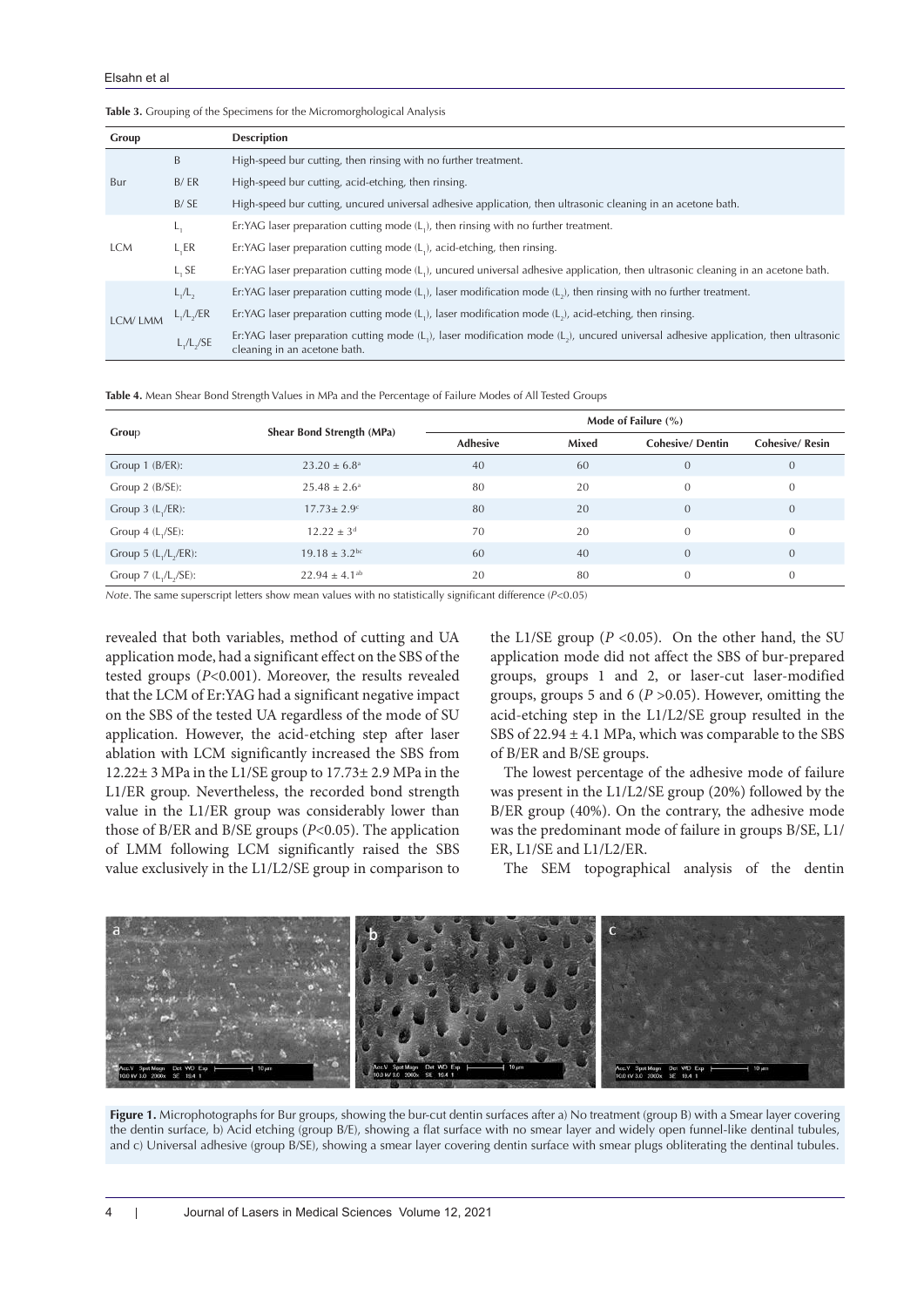**Table 3.** Grouping of the Specimens for the Micromorghological Analysis

| Group | | Description |
|---|---|---|
| Bur | B | High-speed bur cutting, then rinsing with no further treatment. |
| | B/ ER | High-speed bur cutting, acid-etching, then rinsing. |
| | B/ SE | High-speed bur cutting, uncured universal adhesive application, then ultrasonic cleaning in an acetone bath. |
| LCM | $L_1$ | Er:YAG laser preparation cutting mode ($L_1$), then rinsing with no further treatment. |
| | $L_1$ER | Er:YAG laser preparation cutting mode ($L_1$), acid-etching, then rinsing. |
| | $L_1$ SE | Er:YAG laser preparation cutting mode ($L_1$), uncured universal adhesive application, then ultrasonic cleaning in an acetone bath. |
| LCM/ LMM | $L_1$/$L_2$ | Er:YAG laser preparation cutting mode ($L_1$), laser modification mode ($L_2$), then rinsing with no further treatment. |
| | $L_1$/$L_2$/ER | Er:YAG laser preparation cutting mode ($L_1$), laser modification mode ($L_2$), acid-etching, then rinsing. |
| | $L_1$/$L_2$/SE | Er:YAG laser preparation cutting mode ($L_1$), laser modification mode ($L_2$), uncured universal adhesive application, then ultrasonic cleaning in an acetone bath. |

**Table 4.** Mean Shear Bond Strength Values in MPa and the Percentage of Failure Modes of All Tested Groups

| Group | Shear Bond Strength (MPa) | Mode of Failure (%) | | | |
|---|---|---|---|---|---|
| | | Adhesive | Mixed | Cohesive/ Dentin | Cohesive/ Resin |
| Group 1 (B/ER): | $23.20 \pm 6.8^{a}$ | 40 | 60 | 0 | 0 |
| Group 2 (B/SE): | $25.48 \pm 2.6^{a}$ | 80 | 20 | 0 | 0 |
| Group 3 ($L_1$/ER): | $17.73 \pm 2.9^{c}$ | 80 | 20 | 0 | 0 |
| Group 4 ($L_1$/SE): | $12.22 \pm 3^{d}$ | 70 | 20 | 0 | 0 |
| Group 5 ($L_1$/$L_2$/ER): | $19.18 \pm 3.2^{bc}$ | 60 | 40 | 0 | 0 |
| Group 7 ($L_1$/$L_2$/SE): | $22.94 \pm 4.1^{ab}$ | 20 | 80 | 0 | 0 |

*Note*. The same superscript letters show mean values with no statistically significant difference ($P<0.05$)

revealed that both variables, method of cutting and UA application mode, had a significant effect on the SBS of the tested groups ($P<0.001$). Moreover, the results revealed that the LCM of Er:YAG had a significant negative impact on the SBS of the tested UA regardless of the mode of SU application. However, the acid-etching step after laser ablation with LCM significantly increased the SBS from 12.22± 3 MPa in the L1/SE group to 17.73± 2.9 MPa in the L1/ER group. Nevertheless, the recorded bond strength value in the L1/ER group was considerably lower than those of B/ER and B/SE groups ($P<0.05$). The application of LMM following LCM significantly raised the SBS value exclusively in the L1/L2/SE group in comparison to the L1/SE group ($P<0.05$). On the other hand, the SU application mode did not affect the SBS of bur-prepared groups, groups 1 and 2, or laser-cut laser-modified groups, groups 5 and 6 ($P>0.05$). However, omitting the acid-etching step in the L1/L2/SE group resulted in the SBS of 22.94 ± 4.1 MPa, which was comparable to the SBS of B/ER and B/SE groups.

The lowest percentage of the adhesive mode of failure was present in the L1/L2/SE group (20%) followed by the B/ER group (40%). On the contrary, the adhesive mode was the predominant mode of failure in groups B/SE, L1/ER, L1/SE and L1/L2/ER.

The SEM topographical analysis of the dentin

**Figure 1.** Microphotographs for Bur groups, showing the bur-cut dentin surfaces after a) No treatment (group B) with a Smear layer covering the dentin surface, b) Acid etching (group B/E), showing a flat surface with no smear layer and widely open funnel-like dentinal tubules, and c) Universal adhesive (group B/SE), showing a smear layer covering dentin surface with smear plugs obliterating the dentinal tubules.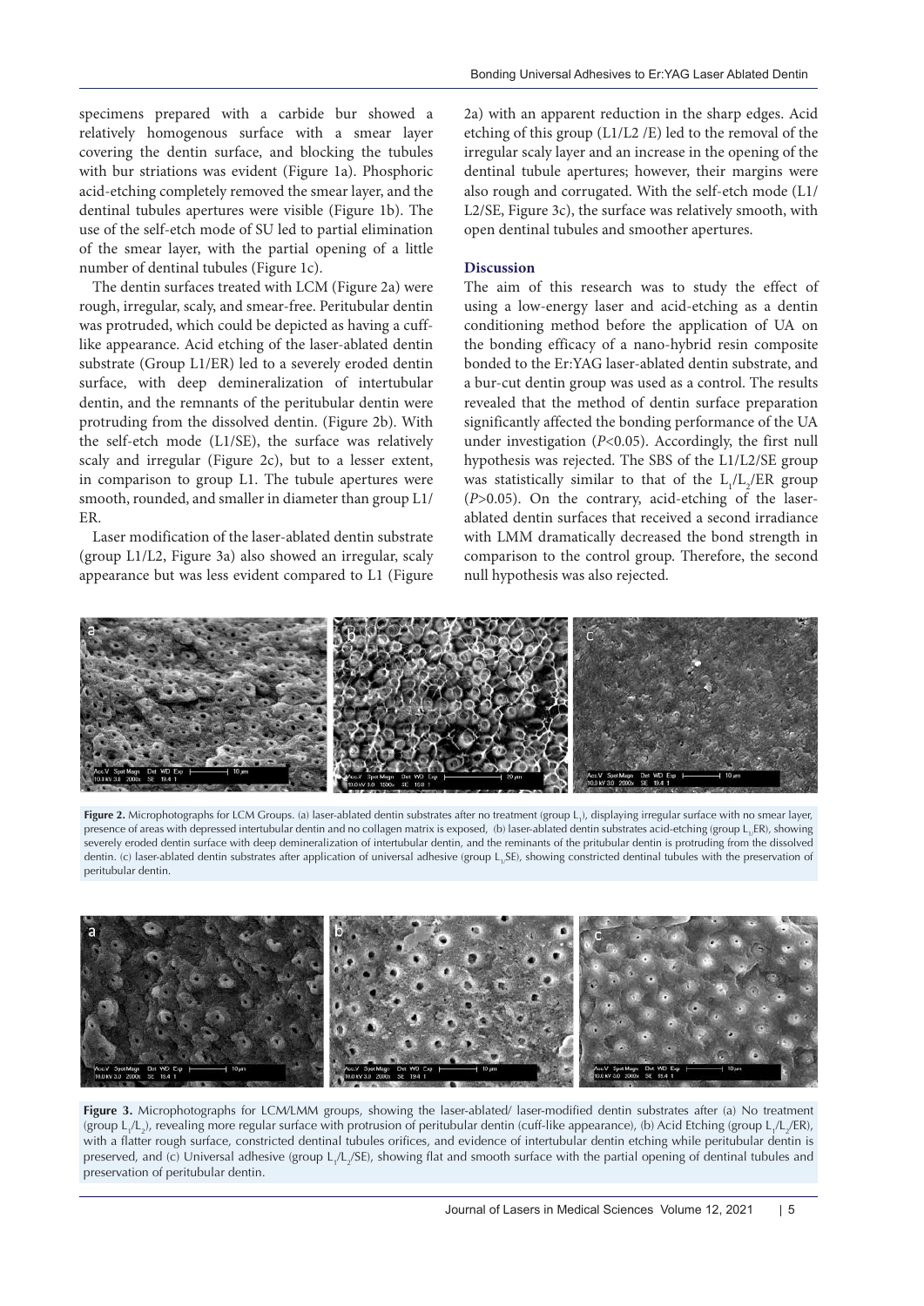specimens prepared with a carbide bur showed a relatively homogenous surface with a smear layer covering the dentin surface, and blocking the tubules with bur striations was evident (Figure 1a). Phosphoric acid-etching completely removed the smear layer, and the dentinal tubules apertures were visible (Figure 1b). The use of the self-etch mode of SU led to partial elimination of the smear layer, with the partial opening of a little number of dentinal tubules (Figure 1c).

The dentin surfaces treated with LCM (Figure 2a) were rough, irregular, scaly, and smear-free. Peritubular dentin was protruded, which could be depicted as having a cuff-like appearance. Acid etching of the laser-ablated dentin substrate (Group L1/ER) led to a severely eroded dentin surface, with deep demineralization of intertubular dentin, and the remnants of the peritubular dentin were protruding from the dissolved dentin. (Figure 2b). With the self-etch mode (L1/SE), the surface was relatively scaly and irregular (Figure 2c), but to a lesser extent, in comparison to group L1. The tubule apertures were smooth, rounded, and smaller in diameter than group L1/ER.

Laser modification of the laser-ablated dentin substrate (group L1/L2, Figure 3a) also showed an irregular, scaly appearance but was less evident compared to L1 (Figure 2a) with an apparent reduction in the sharp edges. Acid etching of this group (L1/L2 /E) led to the removal of the irregular scaly layer and an increase in the opening of the dentinal tubule apertures; however, their margins were also rough and corrugated. With the self-etch mode (L1/L2/SE, Figure 3c), the surface was relatively smooth, with open dentinal tubules and smoother apertures.

## Discussion

The aim of this research was to study the effect of using a low-energy laser and acid-etching as a dentin conditioning method before the application of UA on the bonding efficacy of a nano-hybrid resin composite bonded to the Er:YAG laser-ablated dentin substrate, and a bur-cut dentin group was used as a control. The results revealed that the method of dentin surface preparation significantly affected the bonding performance of the UA under investigation ($P<0.05$). Accordingly, the first null hypothesis was rejected. The SBS of the L1/L2/SE group was statistically similar to that of the $L_1/L_2$/ER group ($P>0.05$). On the contrary, acid-etching of the laser-ablated dentin surfaces that received a second irradiance with LMM dramatically decreased the bond strength in comparison to the control group. Therefore, the second null hypothesis was also rejected.

**Figure 2.** Microphotographs for LCM Groups. (a) laser-ablated dentin substrates after no treatment (group $L_1$), displaying irregular surface with no smear layer, presence of areas with depressed intertubular dentin and no collagen matrix is exposed, (b) laser-ablated dentin substrates acid-etching (group $L_1$ER), showing severely eroded dentin surface with deep demineralization of intertubular dentin, and the reminants of the pritubular dentin is protruding from the dissolved dentin. (c) laser-ablated dentin substrates after application of universal adhesive (group $L_1$SE), showing constricted dentinal tubules with the preservation of peritubular dentin.

**Figure 3.** Microphotographs for LCM/LMM groups, showing the laser-ablated/ laser-modified dentin substrates after (a) No treatment (group $L_1/L_2$), revealing more regular surface with protrusion of peritubular dentin (cuff-like appearance), (b) Acid Etching (group $L_1/L_2$/ER), with a flatter rough surface, constricted dentinal tubules orifices, and evidence of intertubular dentin etching while peritubular dentin is preserved, and (c) Universal adhesive (group $L_1/L_2$/SE), showing flat and smooth surface with the partial opening of dentinal tubules and preservation of peritubular dentin.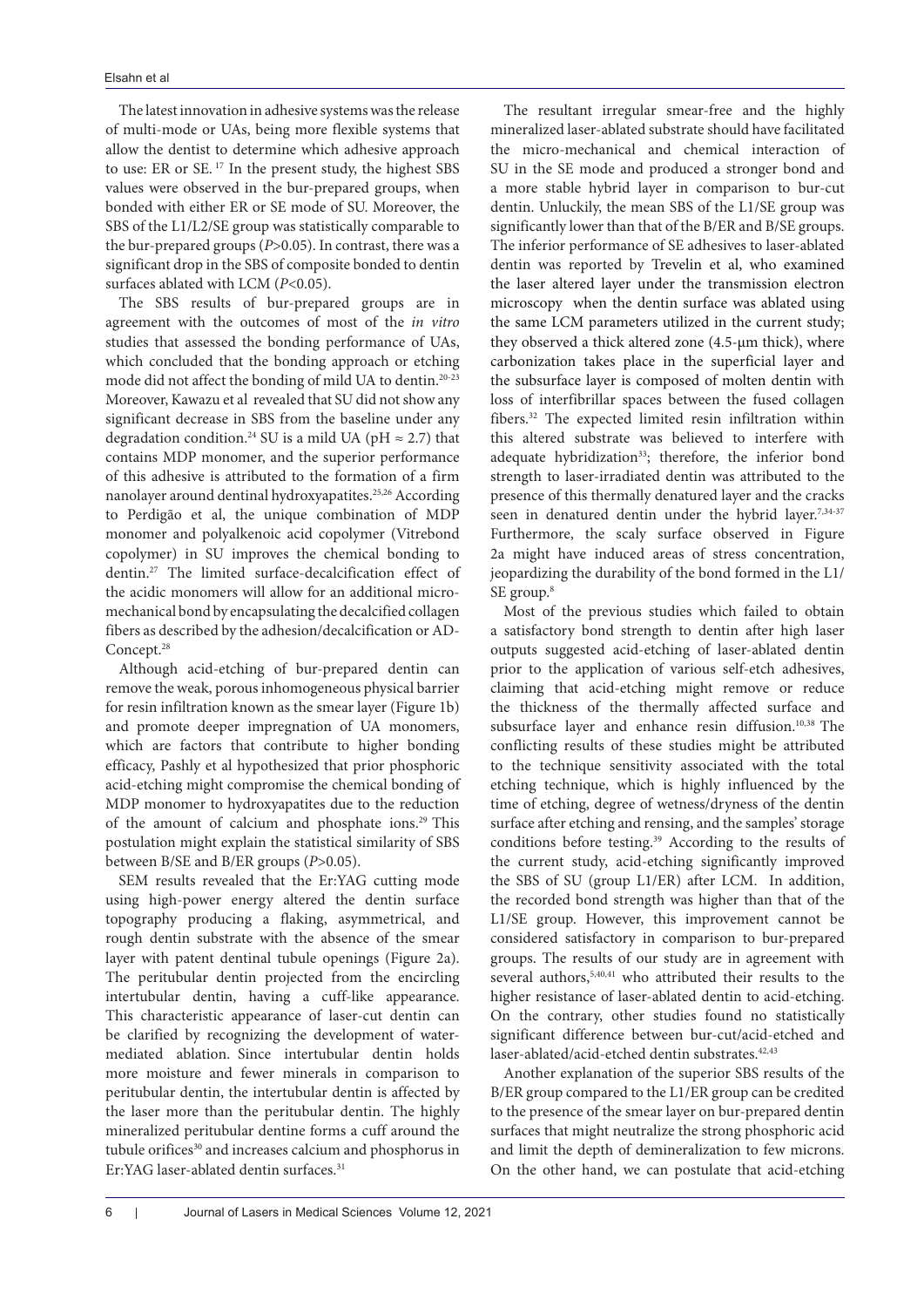The latest innovation in adhesive systems was the release of multi-mode or UAs, being more flexible systems that allow the dentist to determine which adhesive approach to use: ER or SE. [17] In the present study, the highest SBS values were observed in the bur-prepared groups, when bonded with either ER or SE mode of SU. Moreover, the SBS of the L1/L2/SE group was statistically comparable to the bur-prepared groups ($P>0.05$). In contrast, there was a significant drop in the SBS of composite bonded to dentin surfaces ablated with LCM ($P<0.05$).

The SBS results of bur-prepared groups are in agreement with the outcomes of most of the *in vitro* studies that assessed the bonding performance of UAs, which concluded that the bonding approach or etching mode did not affect the bonding of mild UA to dentin.[20-23] Moreover, Kawazu et al revealed that SU did not show any significant decrease in SBS from the baseline under any degradation condition.[24] SU is a mild UA (pH ≈ 2.7) that contains MDP monomer, and the superior performance of this adhesive is attributed to the formation of a firm nanolayer around dentinal hydroxyapatites.[25,26] According to Perdigão et al, the unique combination of MDP monomer and polyalkenoic acid copolymer (Vitrebond copolymer) in SU improves the chemical bonding to dentin.[27] The limited surface-decalcification effect of the acidic monomers will allow for an additional micro-mechanical bond by encapsulating the decalcified collagen fibers as described by the adhesion/decalcification or AD-Concept.[28]

Although acid-etching of bur-prepared dentin can remove the weak, porous inhomogeneous physical barrier for resin infiltration known as the smear layer (Figure 1b) and promote deeper impregnation of UA monomers, which are factors that contribute to higher bonding efficacy, Pashly et al hypothesized that prior phosphoric acid-etching might compromise the chemical bonding of MDP monomer to hydroxyapatites due to the reduction of the amount of calcium and phosphate ions.[29] This postulation might explain the statistical similarity of SBS between B/SE and B/ER groups ($P>0.05$).

SEM results revealed that the Er:YAG cutting mode using high-power energy altered the dentin surface topography producing a flaking, asymmetrical, and rough dentin substrate with the absence of the smear layer with patent dentinal tubule openings (Figure 2a). The peritubular dentin projected from the encircling intertubular dentin, having a cuff-like appearance. This characteristic appearance of laser-cut dentin can be clarified by recognizing the development of water-mediated ablation. Since intertubular dentin holds more moisture and fewer minerals in comparison to peritubular dentin, the intertubular dentin is affected by the laser more than the peritubular dentin. The highly mineralized peritubular dentine forms a cuff around the tubule orifices[30] and increases calcium and phosphorus in Er:YAG laser-ablated dentin surfaces.[31]

The resultant irregular smear-free and the highly mineralized laser-ablated substrate should have facilitated the micro-mechanical and chemical interaction of SU in the SE mode and produced a stronger bond and a more stable hybrid layer in comparison to bur-cut dentin. Unluckily, the mean SBS of the L1/SE group was significantly lower than that of the B/ER and B/SE groups. The inferior performance of SE adhesives to laser-ablated dentin was reported by Trevelin et al, who examined the laser altered layer under the transmission electron microscopy when the dentin surface was ablated using the same LCM parameters utilized in the current study; they observed a thick altered zone (4.5-μm thick), where carbonization takes place in the superficial layer and the subsurface layer is composed of molten dentin with loss of interfibrillar spaces between the fused collagen fibers.[32] The expected limited resin infiltration within this altered substrate was believed to interfere with adequate hybridization[33]; therefore, the inferior bond strength to laser-irradiated dentin was attributed to the presence of this thermally denatured layer and the cracks seen in denatured dentin under the hybrid layer.[7,34-37] Furthermore, the scaly surface observed in Figure 2a might have induced areas of stress concentration, jeopardizing the durability of the bond formed in the L1/SE group.[8]

Most of the previous studies which failed to obtain a satisfactory bond strength to dentin after high laser outputs suggested acid-etching of laser-ablated dentin prior to the application of various self-etch adhesives, claiming that acid-etching might remove or reduce the thickness of the thermally affected surface and subsurface layer and enhance resin diffusion.[10,38] The conflicting results of these studies might be attributed to the technique sensitivity associated with the total etching technique, which is highly influenced by the time of etching, degree of wetness/dryness of the dentin surface after etching and rensing, and the samples' storage conditions before testing.[39] According to the results of the current study, acid-etching significantly improved the SBS of SU (group L1/ER) after LCM. In addition, the recorded bond strength was higher than that of the L1/SE group. However, this improvement cannot be considered satisfactory in comparison to bur-prepared groups. The results of our study are in agreement with several authors,[5,40,41] who attributed their results to the higher resistance of laser-ablated dentin to acid-etching. On the contrary, other studies found no statistically significant difference between bur-cut/acid-etched and laser-ablated/acid-etched dentin substrates.[42,43]

Another explanation of the superior SBS results of the B/ER group compared to the L1/ER group can be credited to the presence of the smear layer on bur-prepared dentin surfaces that might neutralize the strong phosphoric acid and limit the depth of demineralization to few microns. On the other hand, we can postulate that acid-etching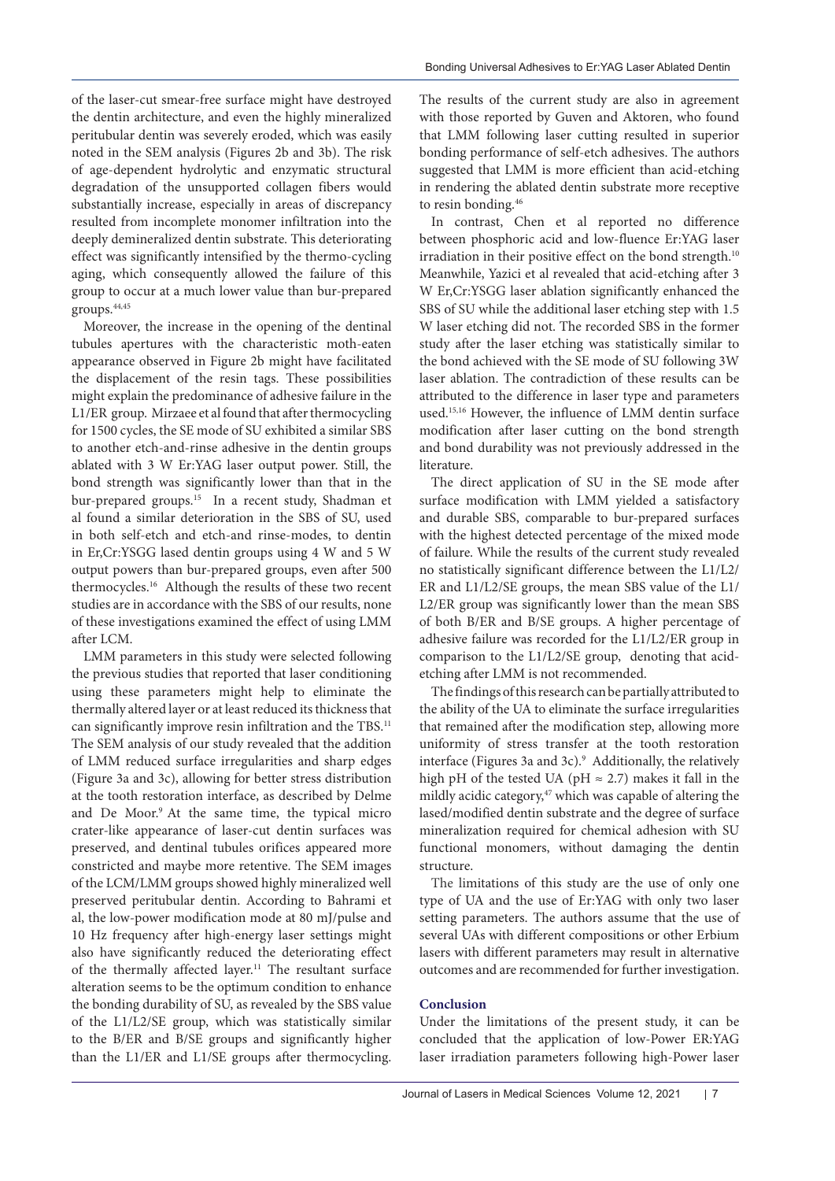of the laser-cut smear-free surface might have destroyed the dentin architecture, and even the highly mineralized peritubular dentin was severely eroded, which was easily noted in the SEM analysis (Figures 2b and 3b). The risk of age-dependent hydrolytic and enzymatic structural degradation of the unsupported collagen fibers would substantially increase, especially in areas of discrepancy resulted from incomplete monomer infiltration into the deeply demineralized dentin substrate. This deteriorating effect was significantly intensified by the thermo-cycling aging, which consequently allowed the failure of this group to occur at a much lower value than bur-prepared groups.[44,45]

Moreover, the increase in the opening of the dentinal tubules apertures with the characteristic moth-eaten appearance observed in Figure 2b might have facilitated the displacement of the resin tags. These possibilities might explain the predominance of adhesive failure in the L1/ER group. Mirzaee et al found that after thermocycling for 1500 cycles, the SE mode of SU exhibited a similar SBS to another etch-and-rinse adhesive in the dentin groups ablated with 3 W Er:YAG laser output power. Still, the bond strength was significantly lower than that in the bur-prepared groups.[15] In a recent study, Shadman et al found a similar deterioration in the SBS of SU, used in both self-etch and etch-and rinse-modes, to dentin in Er,Cr:YSGG lased dentin groups using 4 W and 5 W output powers than bur-prepared groups, even after 500 thermocycles.[16] Although the results of these two recent studies are in accordance with the SBS of our results, none of these investigations examined the effect of using LMM after LCM.

LMM parameters in this study were selected following the previous studies that reported that laser conditioning using these parameters might help to eliminate the thermally altered layer or at least reduced its thickness that can significantly improve resin infiltration and the TBS.[11] The SEM analysis of our study revealed that the addition of LMM reduced surface irregularities and sharp edges (Figure 3a and 3c), allowing for better stress distribution at the tooth restoration interface, as described by Delme and De Moor.[9] At the same time, the typical micro crater-like appearance of laser-cut dentin surfaces was preserved, and dentinal tubules orifices appeared more constricted and maybe more retentive. The SEM images of the LCM/LMM groups showed highly mineralized well preserved peritubular dentin. According to Bahrami et al, the low-power modification mode at 80 mJ/pulse and 10 Hz frequency after high-energy laser settings might also have significantly reduced the deteriorating effect of the thermally affected layer.[11] The resultant surface alteration seems to be the optimum condition to enhance the bonding durability of SU, as revealed by the SBS value of the L1/L2/SE group, which was statistically similar to the B/ER and B/SE groups and significantly higher than the L1/ER and L1/SE groups after thermocycling. The results of the current study are also in agreement with those reported by Guven and Aktoren, who found that LMM following laser cutting resulted in superior bonding performance of self-etch adhesives. The authors suggested that LMM is more efficient than acid-etching in rendering the ablated dentin substrate more receptive to resin bonding.[46]

In contrast, Chen et al reported no difference between phosphoric acid and low-fluence Er:YAG laser irradiation in their positive effect on the bond strength.[10] Meanwhile, Yazici et al revealed that acid-etching after 3 W Er,Cr:YSGG laser ablation significantly enhanced the SBS of SU while the additional laser etching step with 1.5 W laser etching did not. The recorded SBS in the former study after the laser etching was statistically similar to the bond achieved with the SE mode of SU following 3W laser ablation. The contradiction of these results can be attributed to the difference in laser type and parameters used.[15,16] However, the influence of LMM dentin surface modification after laser cutting on the bond strength and bond durability was not previously addressed in the literature.

The direct application of SU in the SE mode after surface modification with LMM yielded a satisfactory and durable SBS, comparable to bur-prepared surfaces with the highest detected percentage of the mixed mode of failure. While the results of the current study revealed no statistically significant difference between the L1/L2/ER and L1/L2/SE groups, the mean SBS value of the L1/L2/ER group was significantly lower than the mean SBS of both B/ER and B/SE groups. A higher percentage of adhesive failure was recorded for the L1/L2/ER group in comparison to the L1/L2/SE group, denoting that acid-etching after LMM is not recommended.

The findings of this research can be partially attributed to the ability of the UA to eliminate the surface irregularities that remained after the modification step, allowing more uniformity of stress transfer at the tooth restoration interface (Figures 3a and 3c).[9] Additionally, the relatively high pH of the tested UA (pH ≈ 2.7) makes it fall in the mildly acidic category,[47] which was capable of altering the lased/modified dentin substrate and the degree of surface mineralization required for chemical adhesion with SU functional monomers, without damaging the dentin structure.

The limitations of this study are the use of only one type of UA and the use of Er:YAG with only two laser setting parameters. The authors assume that the use of several UAs with different compositions or other Erbium lasers with different parameters may result in alternative outcomes and are recommended for further investigation.

## Conclusion

Under the limitations of the present study, it can be concluded that the application of low-Power ER:YAG laser irradiation parameters following high-Power laser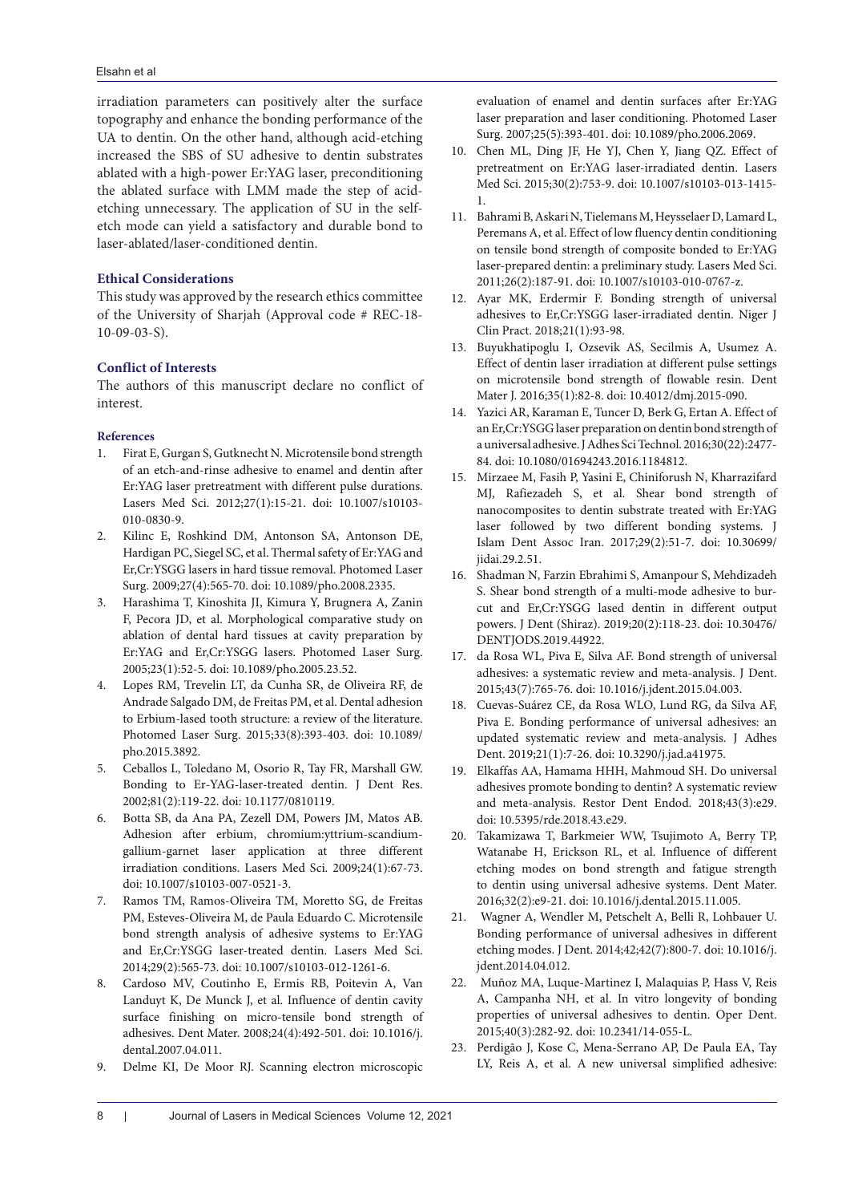irradiation parameters can positively alter the surface topography and enhance the bonding performance of the UA to dentin. On the other hand, although acid-etching increased the SBS of SU adhesive to dentin substrates ablated with a high-power Er:YAG laser, preconditioning the ablated surface with LMM made the step of acid-etching unnecessary. The application of SU in the self-etch mode can yield a satisfactory and durable bond to laser-ablated/laser-conditioned dentin.

### Ethical Considerations

This study was approved by the research ethics committee of the University of Sharjah (Approval code # REC-18-10-09-03-S).

### Conflict of Interests

The authors of this manuscript declare no conflict of interest.

### References

1. Firat E, Gurgan S, Gutknecht N. Microtensile bond strength of an etch-and-rinse adhesive to enamel and dentin after Er:YAG laser pretreatment with different pulse durations. Lasers Med Sci. 2012;27(1):15-21. doi: 10.1007/s10103-010-0830-9.
2. Kilinc E, Roshkind DM, Antonson SA, Antonson DE, Hardigan PC, Siegel SC, et al. Thermal safety of Er:YAG and Er,Cr:YSGG lasers in hard tissue removal. Photomed Laser Surg. 2009;27(4):565-70. doi: 10.1089/pho.2008.2335.
3. Harashima T, Kinoshita JI, Kimura Y, Brugnera A, Zanin F, Pecora JD, et al. Morphological comparative study on ablation of dental hard tissues at cavity preparation by Er:YAG and Er,Cr:YSGG lasers. Photomed Laser Surg. 2005;23(1):52-5. doi: 10.1089/pho.2005.23.52.
4. Lopes RM, Trevelin LT, da Cunha SR, de Oliveira RF, de Andrade Salgado DM, de Freitas PM, et al. Dental adhesion to Erbium-lased tooth structure: a review of the literature. Photomed Laser Surg. 2015;33(8):393-403. doi: 10.1089/pho.2015.3892.
5. Ceballos L, Toledano M, Osorio R, Tay FR, Marshall GW. Bonding to Er-YAG-laser-treated dentin. J Dent Res. 2002;81(2):119-22. doi: 10.1177/0810119.
6. Botta SB, da Ana PA, Zezell DM, Powers JM, Matos AB. Adhesion after erbium, chromium:yttrium-scandium-gallium-garnet laser application at three different irradiation conditions. Lasers Med Sci. 2009;24(1):67-73. doi: 10.1007/s10103-007-0521-3.
7. Ramos TM, Ramos-Oliveira TM, Moretto SG, de Freitas PM, Esteves-Oliveira M, de Paula Eduardo C. Microtensile bond strength analysis of adhesive systems to Er:YAG and Er,Cr:YSGG laser-treated dentin. Lasers Med Sci. 2014;29(2):565-73. doi: 10.1007/s10103-012-1261-6.
8. Cardoso MV, Coutinho E, Ermis RB, Poitevin A, Van Landuyt K, De Munck J, et al. Influence of dentin cavity surface finishing on micro-tensile bond strength of adhesives. Dent Mater. 2008;24(4):492-501. doi: 10.1016/j.dental.2007.04.011.
9. Delme KI, De Moor RJ. Scanning electron microscopic evaluation of enamel and dentin surfaces after Er:YAG laser preparation and laser conditioning. Photomed Laser Surg. 2007;25(5):393-401. doi: 10.1089/pho.2006.2069.
10. Chen ML, Ding JF, He YJ, Chen Y, Jiang QZ. Effect of pretreatment on Er:YAG laser-irradiated dentin. Lasers Med Sci. 2015;30(2):753-9. doi: 10.1007/s10103-013-1415-1.
11. Bahrami B, Askari N, Tielemans M, Heysselaer D, Lamard L, Peremans A, et al. Effect of low fluency dentin conditioning on tensile bond strength of composite bonded to Er:YAG laser-prepared dentin: a preliminary study. Lasers Med Sci. 2011;26(2):187-91. doi: 10.1007/s10103-010-0767-z.
12. Ayar MK, Erdermir F. Bonding strength of universal adhesives to Er,Cr:YSGG laser-irradiated dentin. Niger J Clin Pract. 2018;21(1):93-98.
13. Buyukhatipoglu I, Ozsevik AS, Secilmis A, Usumez A. Effect of dentin laser irradiation at different pulse settings on microtensile bond strength of flowable resin. Dent Mater J. 2016;35(1):82-8. doi: 10.4012/dmj.2015-090.
14. Yazici AR, Karaman E, Tuncer D, Berk G, Ertan A. Effect of an Er,Cr:YSGG laser preparation on dentin bond strength of a universal adhesive. J Adhes Sci Technol. 2016;30(22):2477-84. doi: 10.1080/01694243.2016.1184812.
15. Mirzaee M, Fasih P, Yasini E, Chiniforush N, Kharrazifard MJ, Rafiezadeh S, et al. Shear bond strength of nanocomposites to dentin substrate treated with Er:YAG laser followed by two different bonding systems. J Islam Dent Assoc Iran. 2017;29(2):51-7. doi: 10.30699/jidai.29.2.51.
16. Shadman N, Farzin Ebrahimi S, Amanpour S, Mehdizadeh S. Shear bond strength of a multi-mode adhesive to bur-cut and Er,Cr:YSGG lased dentin in different output powers. J Dent (Shiraz). 2019;20(2):118-23. doi: 10.30476/DENTJODS.2019.44922.
17. da Rosa WL, Piva E, Silva AF. Bond strength of universal adhesives: a systematic review and meta-analysis. J Dent. 2015;43(7):765-76. doi: 10.1016/j.jdent.2015.04.003.
18. Cuevas-Suárez CE, da Rosa WLO, Lund RG, da Silva AF, Piva E. Bonding performance of universal adhesives: an updated systematic review and meta-analysis. J Adhes Dent. 2019;21(1):7-26. doi: 10.3290/j.jad.a41975.
19. Elkaffas AA, Hamama HHH, Mahmoud SH. Do universal adhesives promote bonding to dentin? A systematic review and meta-analysis. Restor Dent Endod. 2018;43(3):e29. doi: 10.5395/rde.2018.43.e29.
20. Takamizawa T, Barkmeier WW, Tsujimoto A, Berry TP, Watanabe H, Erickson RL, et al. Influence of different etching modes on bond strength and fatigue strength to dentin using universal adhesive systems. Dent Mater. 2016;32(2):e9-21. doi: 10.1016/j.dental.2015.11.005.
21. Wagner A, Wendler M, Petschelt A, Belli R, Lohbauer U. Bonding performance of universal adhesives in different etching modes. J Dent. 2014;42(7):800-7. doi: 10.1016/j.jdent.2014.04.012.
22. Muñoz MA, Luque-Martinez I, Malaquias P, Hass V, Reis A, Campanha NH, et al. In vitro longevity of bonding properties of universal adhesives to dentin. Oper Dent. 2015;40(3):282-92. doi: 10.2341/14-055-L.
23. Perdigão J, Kose C, Mena-Serrano AP, De Paula EA, Tay LY, Reis A, et al. A new universal simplified adhesive: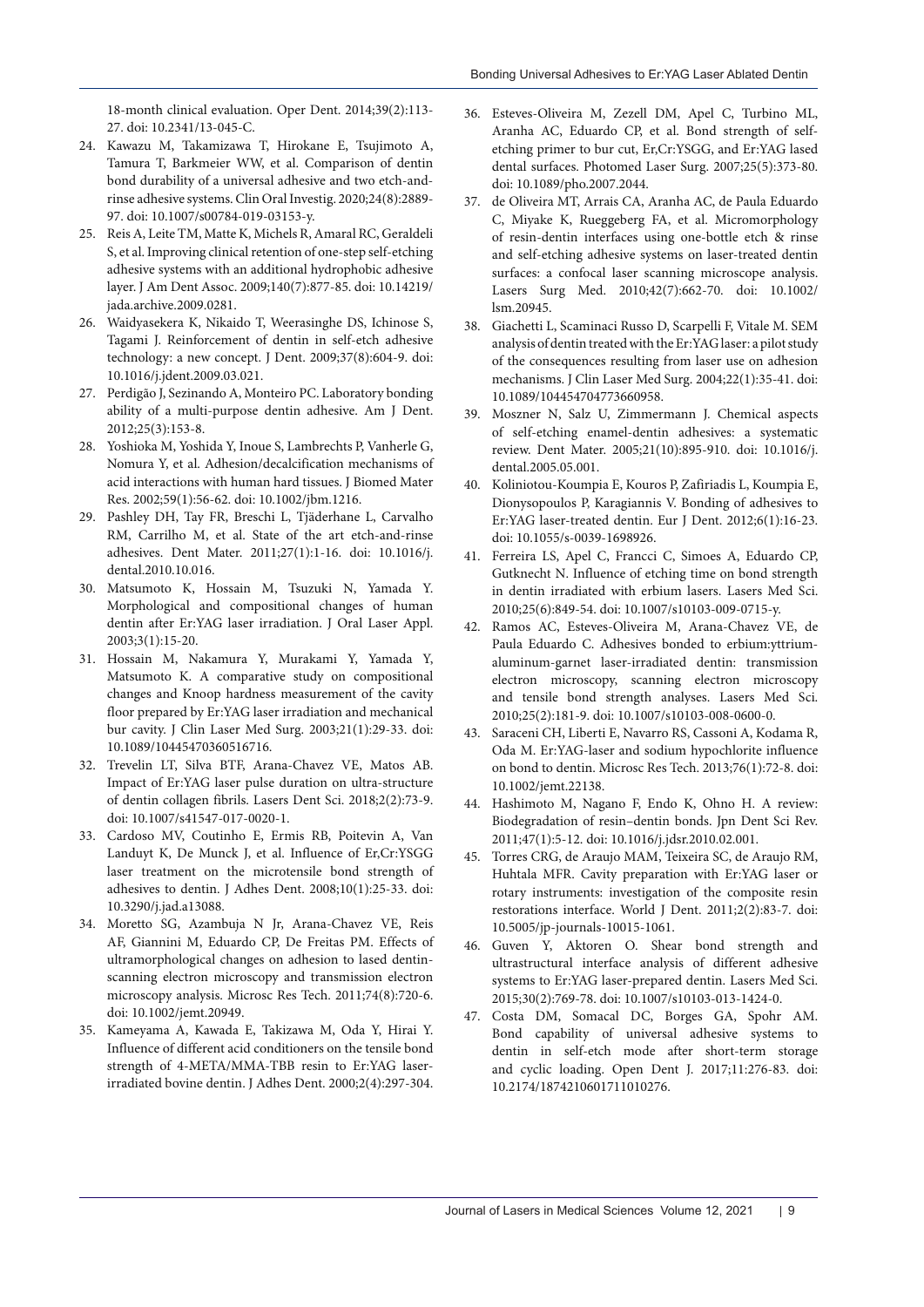18-month clinical evaluation. Oper Dent. 2014;39(2):113-27. doi: 10.2341/13-045-C.

24. Kawazu M, Takamizawa T, Hirokane E, Tsujimoto A, Tamura T, Barkmeier WW, et al. Comparison of dentin bond durability of a universal adhesive and two etch-and-rinse adhesive systems. Clin Oral Investig. 2020;24(8):2889-97. doi: 10.1007/s00784-019-03153-y.
25. Reis A, Leite TM, Matte K, Michels R, Amaral RC, Geraldeli S, et al. Improving clinical retention of one-step self-etching adhesive systems with an additional hydrophobic adhesive layer. J Am Dent Assoc. 2009;140(7):877-85. doi: 10.14219/jada.archive.2009.0281.
26. Waidyasekera K, Nikaido T, Weerasinghe DS, Ichinose S, Tagami J. Reinforcement of dentin in self-etch adhesive technology: a new concept. J Dent. 2009;37(8):604-9. doi: 10.1016/j.jdent.2009.03.021.
27. Perdigão J, Sezinando A, Monteiro PC. Laboratory bonding ability of a multi-purpose dentin adhesive. Am J Dent. 2012;25(3):153-8.
28. Yoshioka M, Yoshida Y, Inoue S, Lambrechts P, Vanherle G, Nomura Y, et al. Adhesion/decalcification mechanisms of acid interactions with human hard tissues. J Biomed Mater Res. 2002;59(1):56-62. doi: 10.1002/jbm.1216.
29. Pashley DH, Tay FR, Breschi L, Tjäderhane L, Carvalho RM, Carrilho M, et al. State of the art etch-and-rinse adhesives. Dent Mater. 2011;27(1):1-16. doi: 10.1016/j.dental.2010.10.016.
30. Matsumoto K, Hossain M, Tsuzuki N, Yamada Y. Morphological and compositional changes of human dentin after Er:YAG laser irradiation. J Oral Laser Appl. 2003;3(1):15-20.
31. Hossain M, Nakamura Y, Murakami Y, Yamada Y, Matsumoto K. A comparative study on compositional changes and Knoop hardness measurement of the cavity floor prepared by Er:YAG laser irradiation and mechanical bur cavity. J Clin Laser Med Surg. 2003;21(1):29-33. doi: 10.1089/10445470360516716.
32. Trevelin LT, Silva BTF, Arana-Chavez VE, Matos AB. Impact of Er:YAG laser pulse duration on ultra-structure of dentin collagen fibrils. Lasers Dent Sci. 2018;2(2):73-9. doi: 10.1007/s41547-017-0020-1.
33. Cardoso MV, Coutinho E, Ermis RB, Poitevin A, Van Landuyt K, De Munck J, et al. Influence of Er,Cr:YSGG laser treatment on the microtensile bond strength of adhesives to dentin. J Adhes Dent. 2008;10(1):25-33. doi: 10.3290/j.jad.a13088.
34. Moretto SG, Azambuja N Jr, Arana-Chavez VE, Reis AF, Giannini M, Eduardo CP, De Freitas PM. Effects of ultramorphological changes on adhesion to lased dentin-scanning electron microscopy and transmission electron microscopy analysis. Microsc Res Tech. 2011;74(8):720-6. doi: 10.1002/jemt.20949.
35. Kameyama A, Kawada E, Takizawa M, Oda Y, Hirai Y. Influence of different acid conditioners on the tensile bond strength of 4-META/MMA-TBB resin to Er:YAG laser-irradiated bovine dentin. J Adhes Dent. 2000;2(4):297-304.
36. Esteves-Oliveira M, Zezell DM, Apel C, Turbino ML, Aranha AC, Eduardo CP, et al. Bond strength of self-etching primer to bur cut, Er,Cr:YSGG, and Er:YAG lased dental surfaces. Photomed Laser Surg. 2007;25(5):373-80. doi: 10.1089/pho.2007.2044.
37. de Oliveira MT, Arrais CA, Aranha AC, de Paula Eduardo C, Miyake K, Rueggeberg FA, et al. Micromorphology of resin-dentin interfaces using one-bottle etch & rinse and self-etching adhesive systems on laser-treated dentin surfaces: a confocal laser scanning microscope analysis. Lasers Surg Med. 2010;42(7):662-70. doi: 10.1002/lsm.20945.
38. Giachetti L, Scaminaci Russo D, Scarpelli F, Vitale M. SEM analysis of dentin treated with the Er:YAG laser: a pilot study of the consequences resulting from laser use on adhesion mechanisms. J Clin Laser Med Surg. 2004;22(1):35-41. doi: 10.1089/104454704773660958.
39. Moszner N, Salz U, Zimmermann J. Chemical aspects of self-etching enamel-dentin adhesives: a systematic review. Dent Mater. 2005;21(10):895-910. doi: 10.1016/j.dental.2005.05.001.
40. Koliniotou-Koumpia E, Kouros P, Zafiriadis L, Koumpia E, Dionysopoulos P, Karagiannis V. Bonding of adhesives to Er:YAG laser-treated dentin. Eur J Dent. 2012;6(1):16-23. doi: 10.1055/s-0039-1698926.
41. Ferreira LS, Apel C, Francci C, Simoes A, Eduardo CP, Gutknecht N. Influence of etching time on bond strength in dentin irradiated with erbium lasers. Lasers Med Sci. 2010;25(6):849-54. doi: 10.1007/s10103-009-0715-y.
42. Ramos AC, Esteves-Oliveira M, Arana-Chavez VE, de Paula Eduardo C. Adhesives bonded to erbium:yttrium-aluminum-garnet laser-irradiated dentin: transmission electron microscopy, scanning electron microscopy and tensile bond strength analyses. Lasers Med Sci. 2010;25(2):181-9. doi: 10.1007/s10103-008-0600-0.
43. Saraceni CH, Liberti E, Navarro RS, Cassoni A, Kodama R, Oda M. Er:YAG-laser and sodium hypochlorite influence on bond to dentin. Microsc Res Tech. 2013;76(1):72-8. doi: 10.1002/jemt.22138.
44. Hashimoto M, Nagano F, Endo K, Ohno H. A review: Biodegradation of resin–dentin bonds. Jpn Dent Sci Rev. 2011;47(1):5-12. doi: 10.1016/j.jdsr.2010.02.001.
45. Torres CRG, de Araujo MAM, Teixeira SC, de Araujo RM, Huhtala MFR. Cavity preparation with Er:YAG laser or rotary instruments: investigation of the composite resin restorations interface. World J Dent. 2011;2(2):83-7. doi: 10.5005/jp-journals-10015-1061.
46. Guven Y, Aktoren O. Shear bond strength and ultrastructural interface analysis of different adhesive systems to Er:YAG laser-prepared dentin. Lasers Med Sci. 2015;30(2):769-78. doi: 10.1007/s10103-013-1424-0.
47. Costa DM, Somacal DC, Borges GA, Spohr AM. Bond capability of universal adhesive systems to dentin in self-etch mode after short-term storage and cyclic loading. Open Dent J. 2017;11:276-83. doi: 10.2174/1874210601711010276.